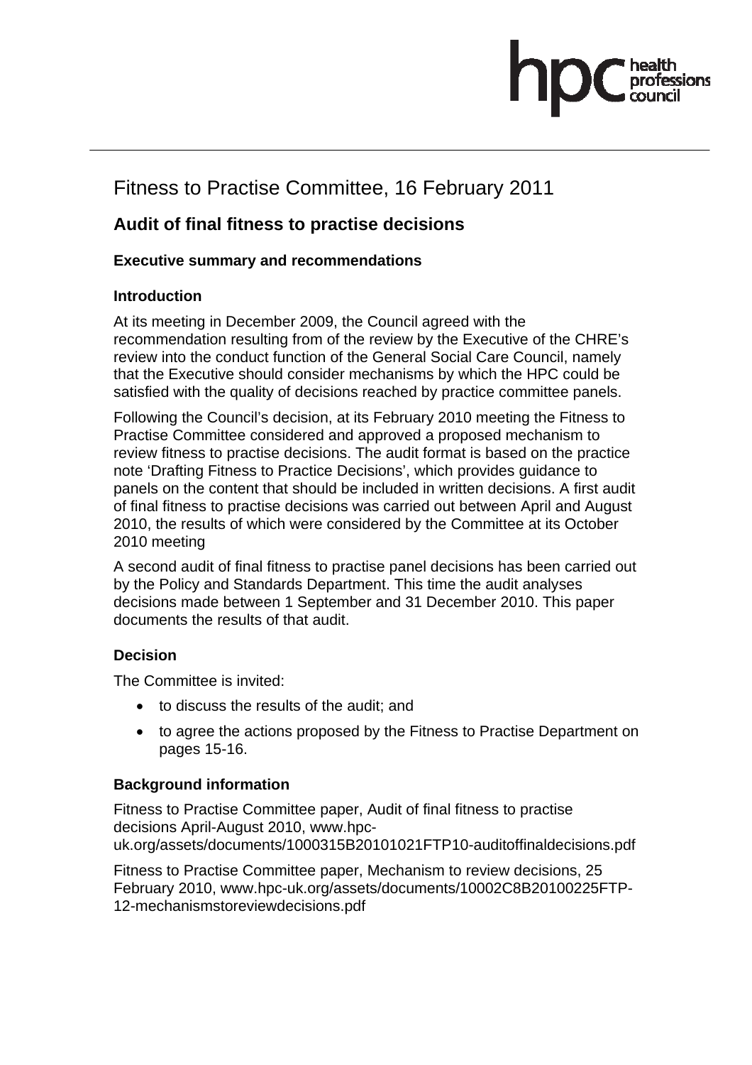# Fitness to Practise Committee, 16 February 2011

## Audit of final fitness to practise decisions

### Executive summary and recommendations

### Introduction

At its meeting in December 2009, the Council agreed with the recommendation resulting from of the review by the Executive of the CHRE's review into the conduct function of the General Social Care Council, namely that the Executive should consider mechanisms by which the HPC could be satisfied with the quality of decisions reached by practice committee panels.

Following the Council's decision, at its February 2010 meeting the Fitness to Practise Committee considered and approved a proposed mechanism to review fitness to practise decisions. The audit format is based on the practice note 'Drafting Fitness to Practice Decisions', which provides guidance to panels on the content that should be included in written decisions. A first audit of final fitness to practise decisions was carried out between April and August 2010, the results of which were considered by the Committee at its October 2010 meeting

A second audit of final fitness to practise panel decisions has been carried out by the Policy and Standards Department. This time the audit analyses decisions made between 1 September and 31 December 2010. This paper documents the results of that audit.

### Decision

The Committee is invited:

- to discuss the results of the audit; and
- to agree the actions proposed by the Fitness to Practise Department on pages 15-16.

### Background information

Fitness to Practise Committee paper, Audit of final fitness to practise decisions April-August 2010, www.hpc-uk.org/assets/documents/1000315B20101021FTP10-auditoffinaldecisions.pdf

Fitness to Practise Committee paper, Mechanism to review decisions, 25 February 2010, www.hpc-uk.org/assets/documents/10002C8B20100225FTP-12-mechanismstoreviewdecisions.pdf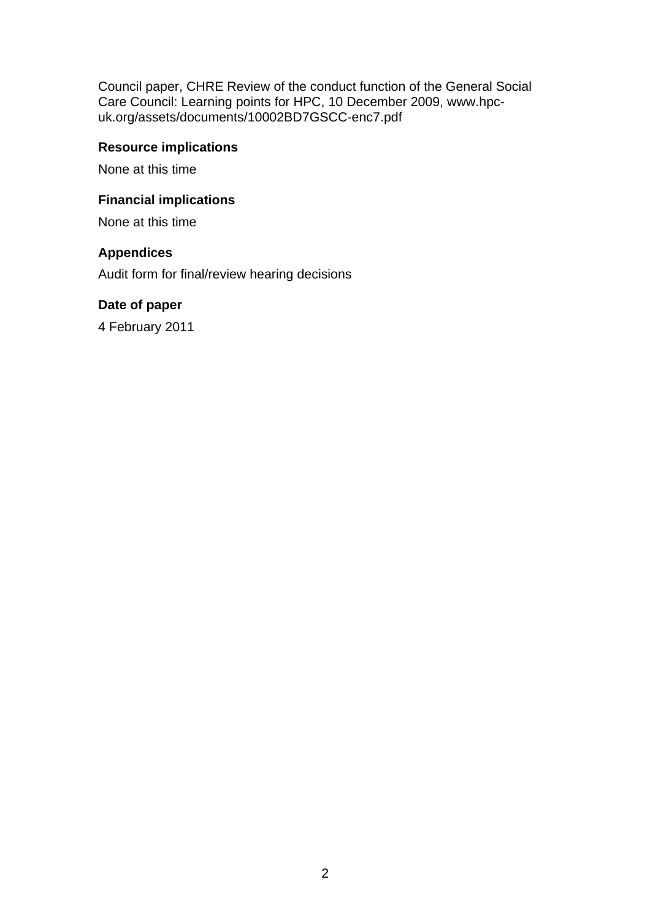Council paper, CHRE Review of the conduct function of the General Social Care Council: Learning points for HPC, 10 December 2009, www.hpc-uk.org/assets/documents/10002BD7GSCC-enc7.pdf

**Resource implications**

None at this time

**Financial implications**

None at this time

**Appendices**

Audit form for final/review hearing decisions

**Date of paper**

4 February 2011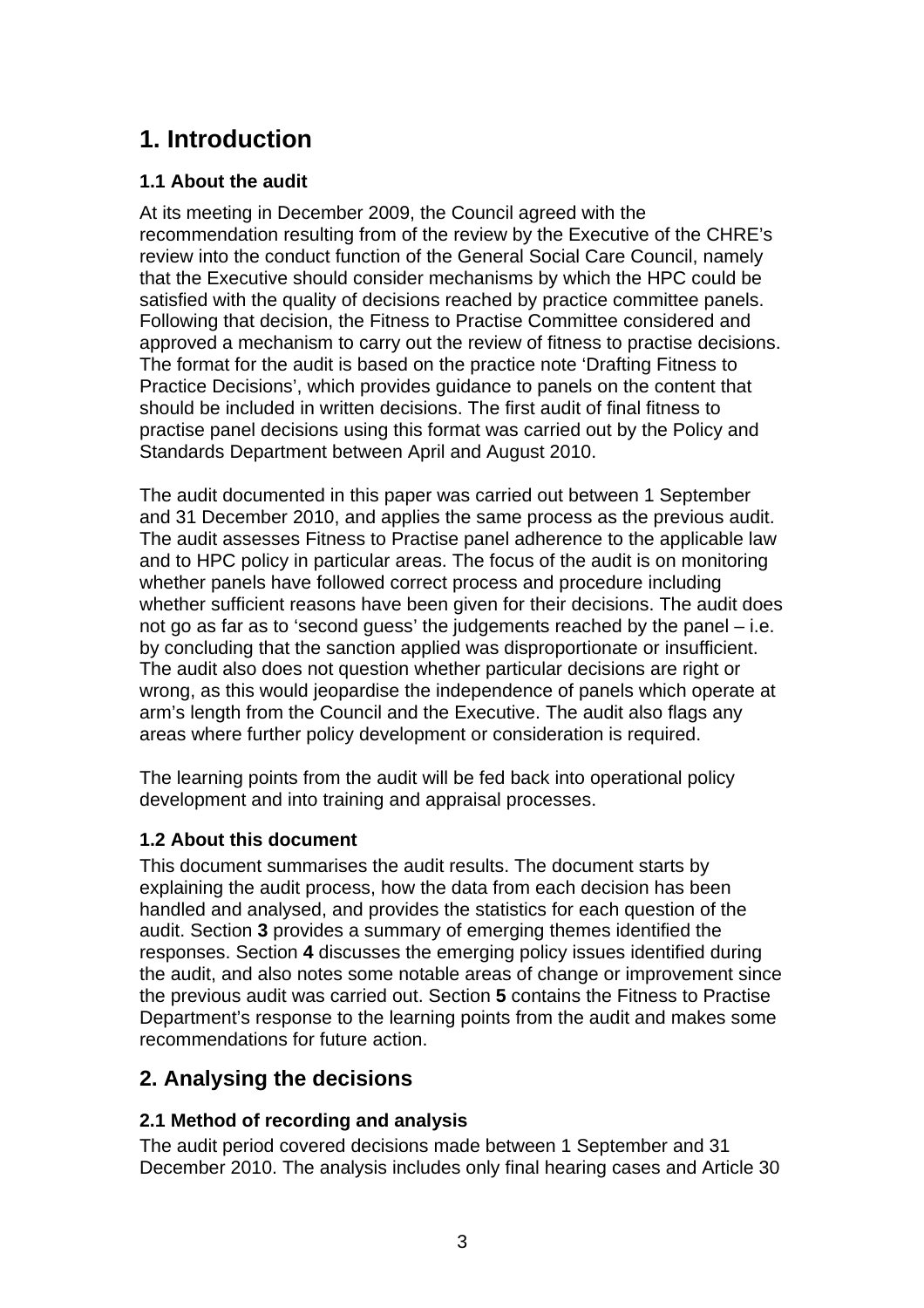# 1. Introduction

### 1.1 About the audit

At its meeting in December 2009, the Council agreed with the recommendation resulting from of the review by the Executive of the CHRE's review into the conduct function of the General Social Care Council, namely that the Executive should consider mechanisms by which the HPC could be satisfied with the quality of decisions reached by practice committee panels. Following that decision, the Fitness to Practise Committee considered and approved a mechanism to carry out the review of fitness to practise decisions. The format for the audit is based on the practice note 'Drafting Fitness to Practice Decisions', which provides guidance to panels on the content that should be included in written decisions. The first audit of final fitness to practise panel decisions using this format was carried out by the Policy and Standards Department between April and August 2010.

The audit documented in this paper was carried out between 1 September and 31 December 2010, and applies the same process as the previous audit. The audit assesses Fitness to Practise panel adherence to the applicable law and to HPC policy in particular areas. The focus of the audit is on monitoring whether panels have followed correct process and procedure including whether sufficient reasons have been given for their decisions. The audit does not go as far as to 'second guess' the judgements reached by the panel – i.e. by concluding that the sanction applied was disproportionate or insufficient. The audit also does not question whether particular decisions are right or wrong, as this would jeopardise the independence of panels which operate at arm's length from the Council and the Executive. The audit also flags any areas where further policy development or consideration is required.

The learning points from the audit will be fed back into operational policy development and into training and appraisal processes.

### 1.2 About this document

This document summarises the audit results. The document starts by explaining the audit process, how the data from each decision has been handled and analysed, and provides the statistics for each question of the audit. Section **3** provides a summary of emerging themes identified the responses. Section **4** discusses the emerging policy issues identified during the audit, and also notes some notable areas of change or improvement since the previous audit was carried out. Section **5** contains the Fitness to Practise Department's response to the learning points from the audit and makes some recommendations for future action.

# 2. Analysing the decisions

### 2.1 Method of recording and analysis

The audit period covered decisions made between 1 September and 31 December 2010. The analysis includes only final hearing cases and Article 30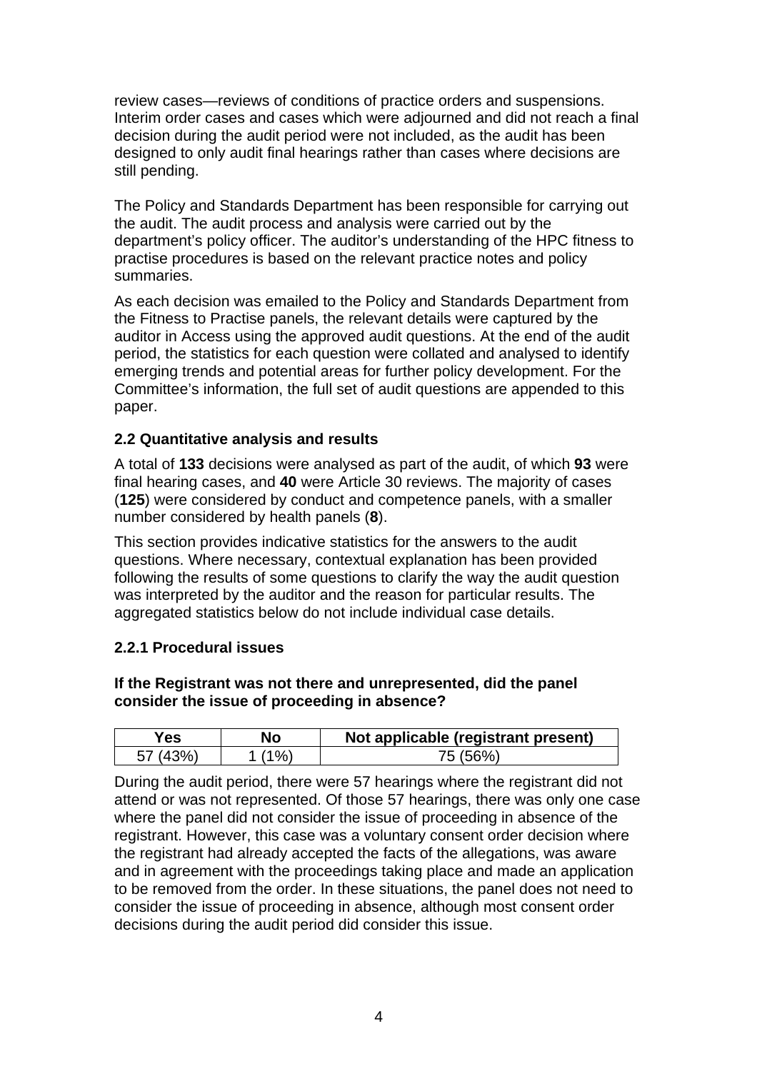review cases—reviews of conditions of practice orders and suspensions. Interim order cases and cases which were adjourned and did not reach a final decision during the audit period were not included, as the audit has been designed to only audit final hearings rather than cases where decisions are still pending.

The Policy and Standards Department has been responsible for carrying out the audit. The audit process and analysis were carried out by the department's policy officer. The auditor's understanding of the HPC fitness to practise procedures is based on the relevant practice notes and policy summaries.

As each decision was emailed to the Policy and Standards Department from the Fitness to Practise panels, the relevant details were captured by the auditor in Access using the approved audit questions. At the end of the audit period, the statistics for each question were collated and analysed to identify emerging trends and potential areas for further policy development. For the Committee's information, the full set of audit questions are appended to this paper.

### 2.2 Quantitative analysis and results

A total of **133** decisions were analysed as part of the audit, of which **93** were final hearing cases, and **40** were Article 30 reviews. The majority of cases (**125**) were considered by conduct and competence panels, with a smaller number considered by health panels (**8**).

This section provides indicative statistics for the answers to the audit questions. Where necessary, contextual explanation has been provided following the results of some questions to clarify the way the audit question was interpreted by the auditor and the reason for particular results. The aggregated statistics below do not include individual case details.

#### 2.2.1 Procedural issues

**If the Registrant was not there and unrepresented, did the panel consider the issue of proceeding in absence?**

| Yes | No | Not applicable (registrant present) |
|---|---|---|
| 57 (43%) | 1 (1%) | 75 (56%) |

During the audit period, there were 57 hearings where the registrant did not attend or was not represented. Of those 57 hearings, there was only one case where the panel did not consider the issue of proceeding in absence of the registrant. However, this case was a voluntary consent order decision where the registrant had already accepted the facts of the allegations, was aware and in agreement with the proceedings taking place and made an application to be removed from the order. In these situations, the panel does not need to consider the issue of proceeding in absence, although most consent order decisions during the audit period did consider this issue.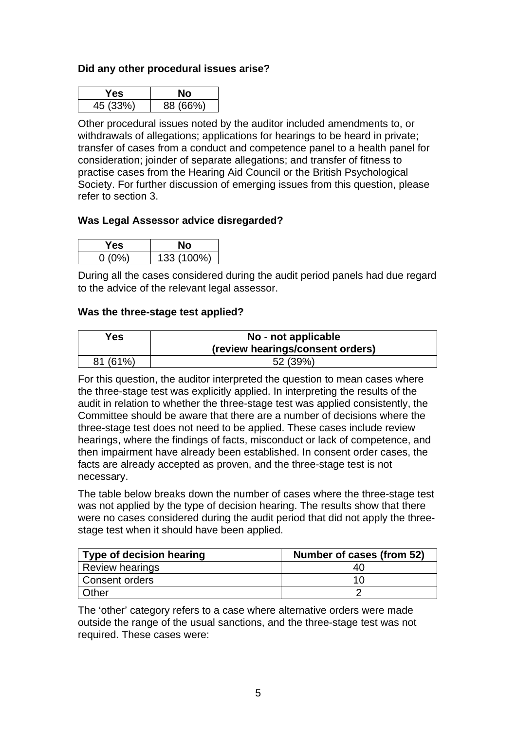**Did any other procedural issues arise?**

| Yes | No |
|---|---|
| 45 (33%) | 88 (66%) |

Other procedural issues noted by the auditor included amendments to, or withdrawals of allegations; applications for hearings to be heard in private; transfer of cases from a conduct and competence panel to a health panel for consideration; joinder of separate allegations; and transfer of fitness to practise cases from the Hearing Aid Council or the British Psychological Society. For further discussion of emerging issues from this question, please refer to section 3.

**Was Legal Assessor advice disregarded?**

| Yes | No |
|---|---|
| 0 (0%) | 133 (100%) |

During all the cases considered during the audit period panels had due regard to the advice of the relevant legal assessor.

**Was the three-stage test applied?**

| Yes | No - not applicable (review hearings/consent orders) |
|---|---|
| 81 (61%) | 52 (39%) |

For this question, the auditor interpreted the question to mean cases where the three-stage test was explicitly applied. In interpreting the results of the audit in relation to whether the three-stage test was applied consistently, the Committee should be aware that there are a number of decisions where the three-stage test does not need to be applied. These cases include review hearings, where the findings of facts, misconduct or lack of competence, and then impairment have already been established. In consent order cases, the facts are already accepted as proven, and the three-stage test is not necessary.

The table below breaks down the number of cases where the three-stage test was not applied by the type of decision hearing. The results show that there were no cases considered during the audit period that did not apply the three-stage test when it should have been applied.

| Type of decision hearing | Number of cases (from 52) |
|---|---|
| Review hearings | 40 |
| Consent orders | 10 |
| Other | 2 |

The 'other' category refers to a case where alternative orders were made outside the range of the usual sanctions, and the three-stage test was not required. These cases were: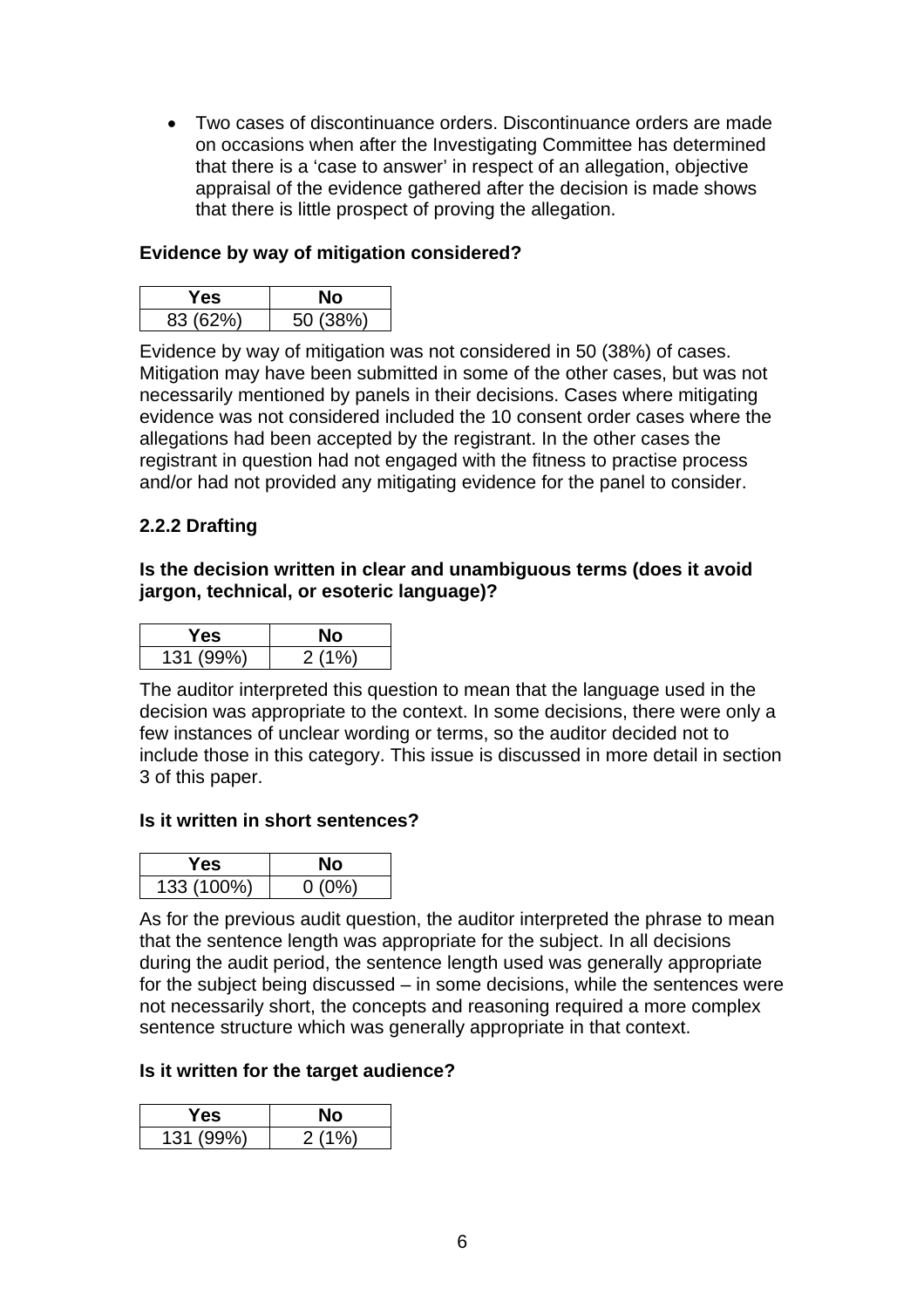- Two cases of discontinuance orders. Discontinuance orders are made on occasions when after the Investigating Committee has determined that there is a 'case to answer' in respect of an allegation, objective appraisal of the evidence gathered after the decision is made shows that there is little prospect of proving the allegation.

**Evidence by way of mitigation considered?**

| Yes | No |
|---|---|
| 83 (62%) | 50 (38%) |

Evidence by way of mitigation was not considered in 50 (38%) of cases. Mitigation may have been submitted in some of the other cases, but was not necessarily mentioned by panels in their decisions. Cases where mitigating evidence was not considered included the 10 consent order cases where the allegations had been accepted by the registrant. In the other cases the registrant in question had not engaged with the fitness to practise process and/or had not provided any mitigating evidence for the panel to consider.

### 2.2.2 Drafting

**Is the decision written in clear and unambiguous terms (does it avoid jargon, technical, or esoteric language)?**

| Yes | No |
|---|---|
| 131 (99%) | 2 (1%) |

The auditor interpreted this question to mean that the language used in the decision was appropriate to the context. In some decisions, there were only a few instances of unclear wording or terms, so the auditor decided not to include those in this category. This issue is discussed in more detail in section 3 of this paper.

**Is it written in short sentences?**

| Yes | No |
|---|---|
| 133 (100%) | 0 (0%) |

As for the previous audit question, the auditor interpreted the phrase to mean that the sentence length was appropriate for the subject. In all decisions during the audit period, the sentence length used was generally appropriate for the subject being discussed – in some decisions, while the sentences were not necessarily short, the concepts and reasoning required a more complex sentence structure which was generally appropriate in that context.

**Is it written for the target audience?**

| Yes | No |
|---|---|
| 131 (99%) | 2 (1%) |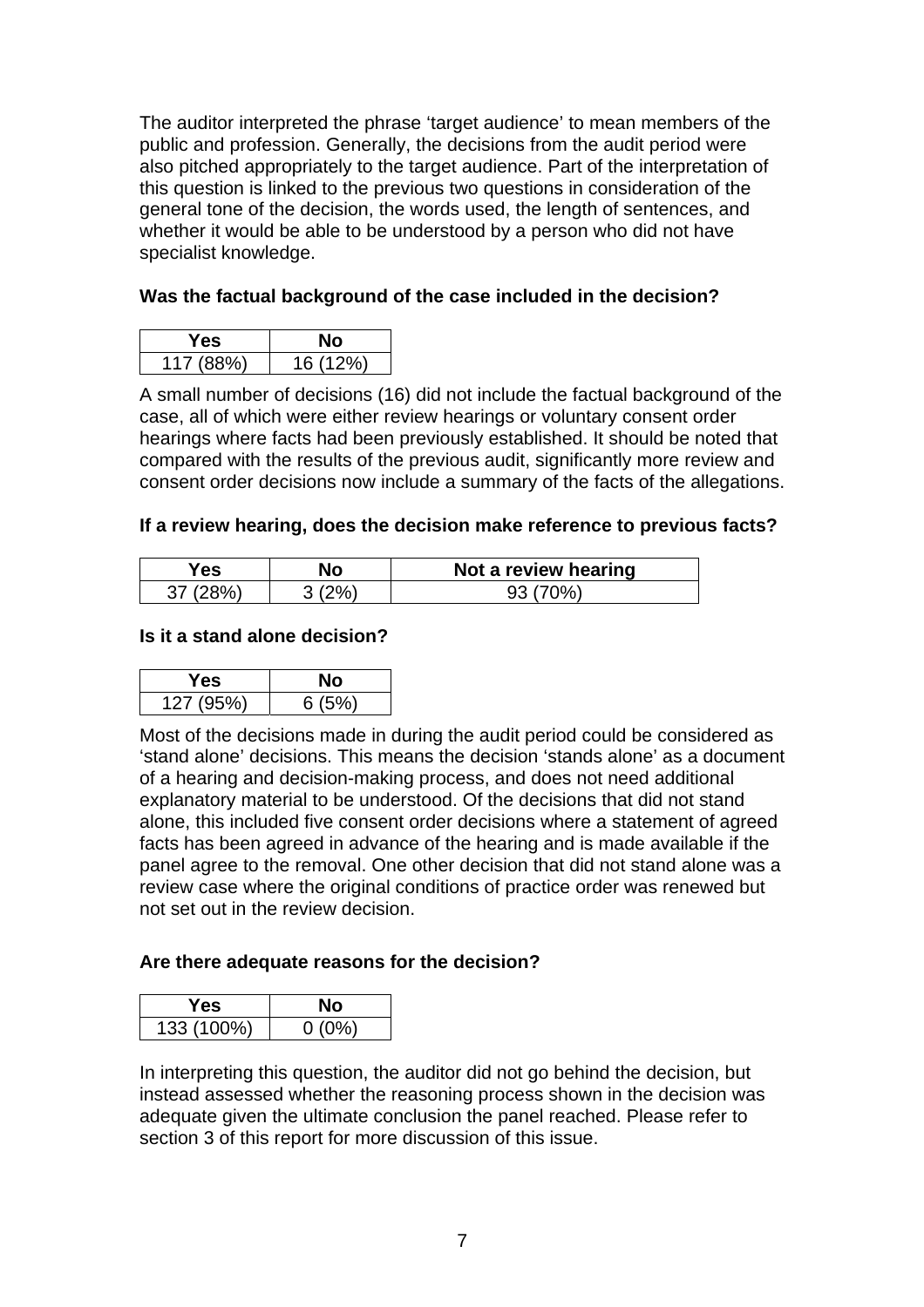The auditor interpreted the phrase 'target audience' to mean members of the public and profession. Generally, the decisions from the audit period were also pitched appropriately to the target audience. Part of the interpretation of this question is linked to the previous two questions in consideration of the general tone of the decision, the words used, the length of sentences, and whether it would be able to be understood by a person who did not have specialist knowledge.

**Was the factual background of the case included in the decision?**

| Yes | No |
|---|---|
| 117 (88%) | 16 (12%) |

A small number of decisions (16) did not include the factual background of the case, all of which were either review hearings or voluntary consent order hearings where facts had been previously established. It should be noted that compared with the results of the previous audit, significantly more review and consent order decisions now include a summary of the facts of the allegations.

**If a review hearing, does the decision make reference to previous facts?**

| Yes | No | Not a review hearing |
|---|---|---|
| 37 (28%) | 3 (2%) | 93 (70%) |

**Is it a stand alone decision?**

| Yes | No |
|---|---|
| 127 (95%) | 6 (5%) |

Most of the decisions made in during the audit period could be considered as 'stand alone' decisions. This means the decision 'stands alone' as a document of a hearing and decision-making process, and does not need additional explanatory material to be understood. Of the decisions that did not stand alone, this included five consent order decisions where a statement of agreed facts has been agreed in advance of the hearing and is made available if the panel agree to the removal. One other decision that did not stand alone was a review case where the original conditions of practice order was renewed but not set out in the review decision.

**Are there adequate reasons for the decision?**

| Yes | No |
|---|---|
| 133 (100%) | 0 (0%) |

In interpreting this question, the auditor did not go behind the decision, but instead assessed whether the reasoning process shown in the decision was adequate given the ultimate conclusion the panel reached. Please refer to section 3 of this report for more discussion of this issue.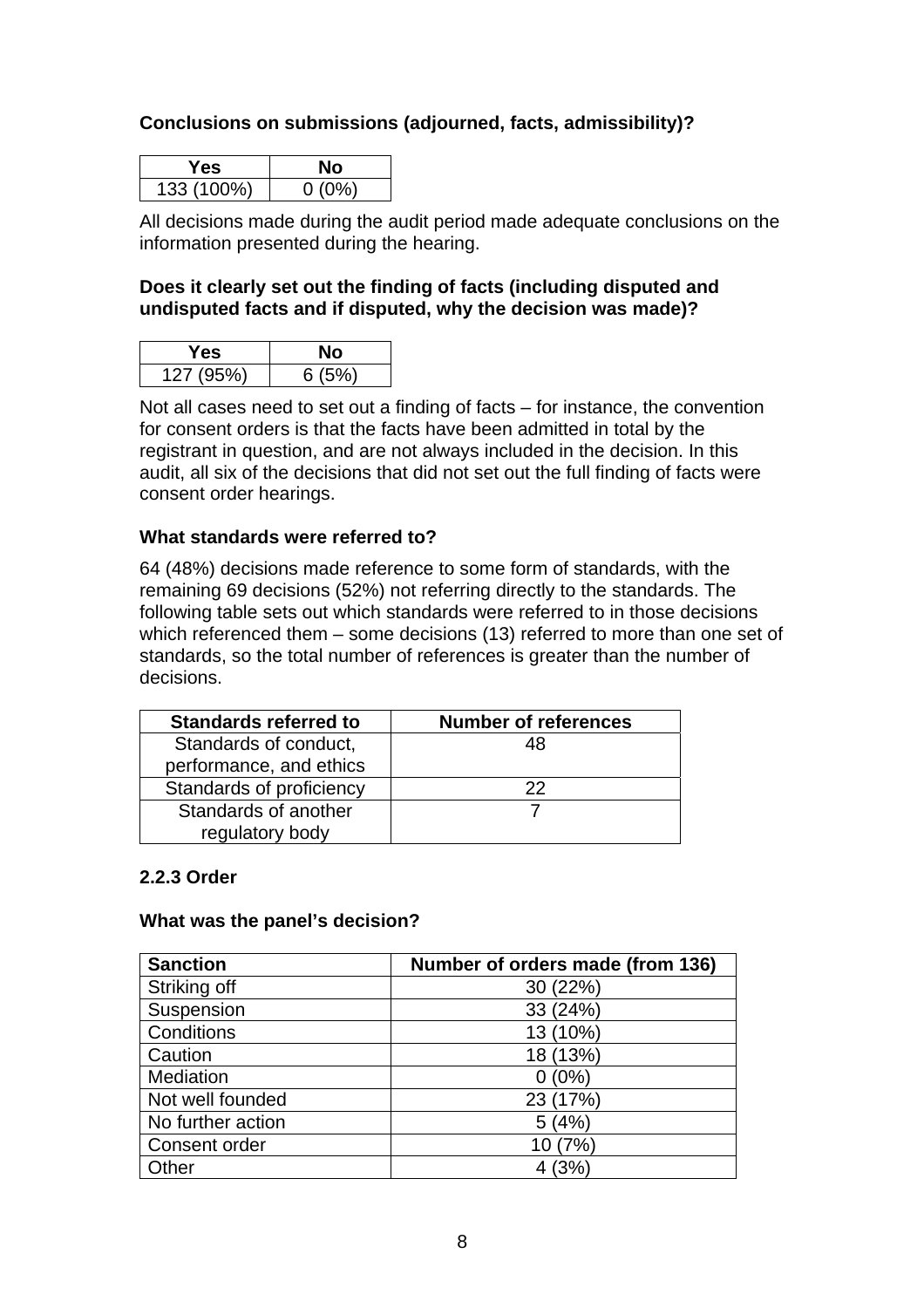**Conclusions on submissions (adjourned, facts, admissibility)?**

| Yes | No |
|---|---|
| 133 (100%) | 0 (0%) |

All decisions made during the audit period made adequate conclusions on the information presented during the hearing.

**Does it clearly set out the finding of facts (including disputed and undisputed facts and if disputed, why the decision was made)?**

| Yes | No |
|---|---|
| 127 (95%) | 6 (5%) |

Not all cases need to set out a finding of facts – for instance, the convention for consent orders is that the facts have been admitted in total by the registrant in question, and are not always included in the decision. In this audit, all six of the decisions that did not set out the full finding of facts were consent order hearings.

**What standards were referred to?**

64 (48%) decisions made reference to some form of standards, with the remaining 69 decisions (52%) not referring directly to the standards. The following table sets out which standards were referred to in those decisions which referenced them – some decisions (13) referred to more than one set of standards, so the total number of references is greater than the number of decisions.

| Standards referred to | Number of references |
|---|---|
| Standards of conduct, performance, and ethics | 48 |
| Standards of proficiency | 22 |
| Standards of another regulatory body | 7 |

**2.2.3 Order**

**What was the panel's decision?**

| Sanction | Number of orders made (from 136) |
|---|---|
| Striking off | 30 (22%) |
| Suspension | 33 (24%) |
| Conditions | 13 (10%) |
| Caution | 18 (13%) |
| Mediation | 0 (0%) |
| Not well founded | 23 (17%) |
| No further action | 5 (4%) |
| Consent order | 10 (7%) |
| Other | 4 (3%) |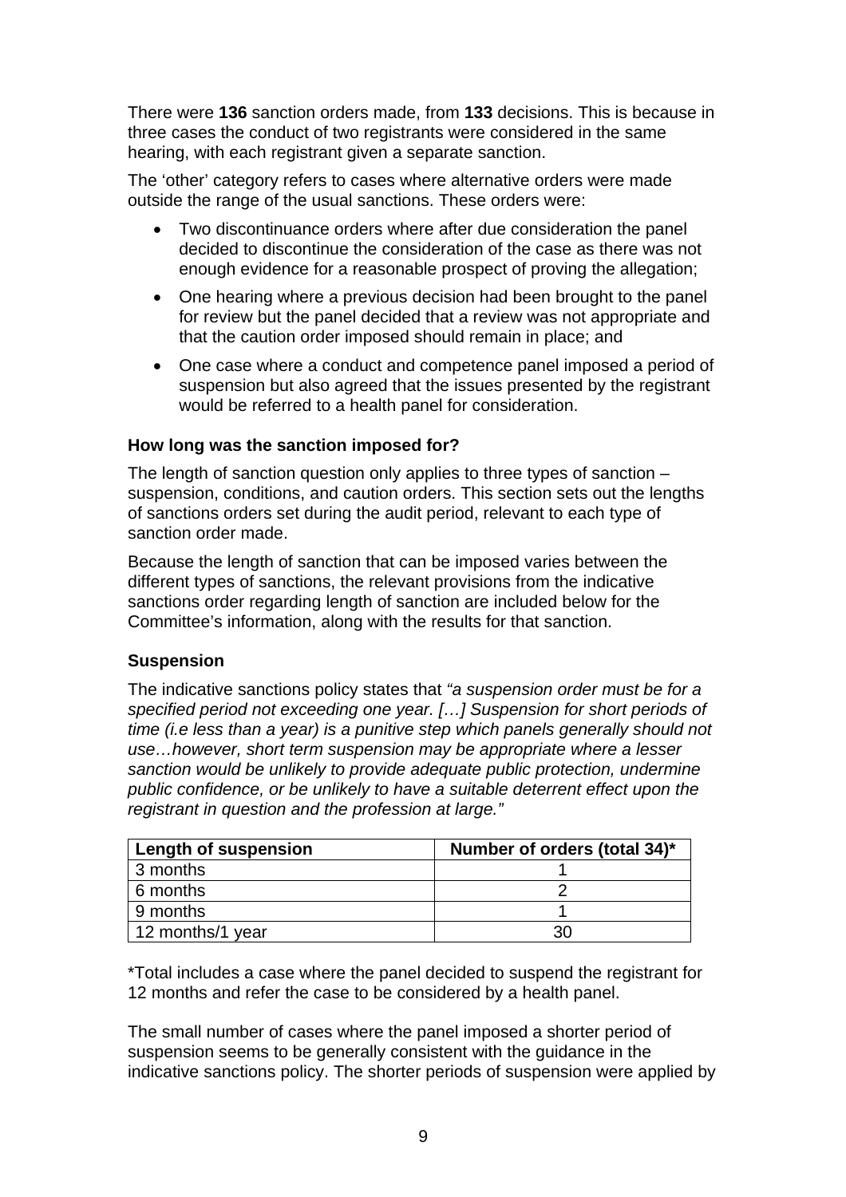There were **136** sanction orders made, from **133** decisions. This is because in three cases the conduct of two registrants were considered in the same hearing, with each registrant given a separate sanction.

The 'other' category refers to cases where alternative orders were made outside the range of the usual sanctions. These orders were:

- Two discontinuance orders where after due consideration the panel decided to discontinue the consideration of the case as there was not enough evidence for a reasonable prospect of proving the allegation;
- One hearing where a previous decision had been brought to the panel for review but the panel decided that a review was not appropriate and that the caution order imposed should remain in place; and
- One case where a conduct and competence panel imposed a period of suspension but also agreed that the issues presented by the registrant would be referred to a health panel for consideration.

**How long was the sanction imposed for?**

The length of sanction question only applies to three types of sanction – suspension, conditions, and caution orders. This section sets out the lengths of sanctions orders set during the audit period, relevant to each type of sanction order made.

Because the length of sanction that can be imposed varies between the different types of sanctions, the relevant provisions from the indicative sanctions order regarding length of sanction are included below for the Committee's information, along with the results for that sanction.

**Suspension**

The indicative sanctions policy states that *"a suspension order must be for a specified period not exceeding one year. […] Suspension for short periods of time (i.e less than a year) is a punitive step which panels generally should not use…however, short term suspension may be appropriate where a lesser sanction would be unlikely to provide adequate public protection, undermine public confidence, or be unlikely to have a suitable deterrent effect upon the registrant in question and the profession at large."*

| Length of suspension | Number of orders (total 34)* |
| --- | --- |
| 3 months | 1 |
| 6 months | 2 |
| 9 months | 1 |
| 12 months/1 year | 30 |

*Total includes a case where the panel decided to suspend the registrant for 12 months and refer the case to be considered by a health panel.

The small number of cases where the panel imposed a shorter period of suspension seems to be generally consistent with the guidance in the indicative sanctions policy. The shorter periods of suspension were applied by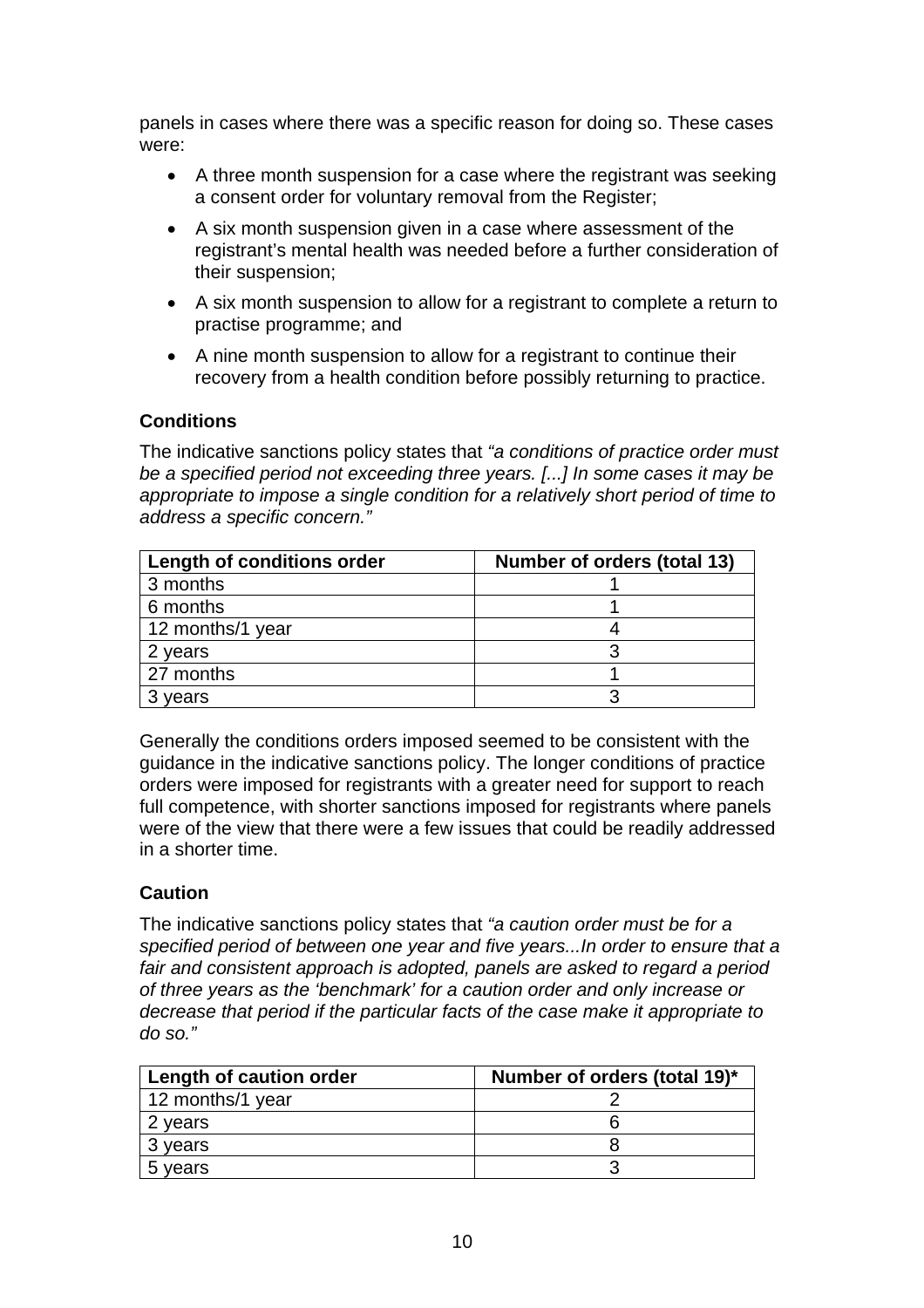panels in cases where there was a specific reason for doing so. These cases were:

- A three month suspension for a case where the registrant was seeking a consent order for voluntary removal from the Register;
- A six month suspension given in a case where assessment of the registrant's mental health was needed before a further consideration of their suspension;
- A six month suspension to allow for a registrant to complete a return to practise programme; and
- A nine month suspension to allow for a registrant to continue their recovery from a health condition before possibly returning to practice.

### Conditions

The indicative sanctions policy states that *"a conditions of practice order must be a specified period not exceeding three years. [...] In some cases it may be appropriate to impose a single condition for a relatively short period of time to address a specific concern."*

| Length of conditions order | Number of orders (total 13) |
|---|---|
| 3 months | 1 |
| 6 months | 1 |
| 12 months/1 year | 4 |
| 2 years | 3 |
| 27 months | 1 |
| 3 years | 3 |

Generally the conditions orders imposed seemed to be consistent with the guidance in the indicative sanctions policy. The longer conditions of practice orders were imposed for registrants with a greater need for support to reach full competence, with shorter sanctions imposed for registrants where panels were of the view that there were a few issues that could be readily addressed in a shorter time.

### Caution

The indicative sanctions policy states that *"a caution order must be for a specified period of between one year and five years...In order to ensure that a fair and consistent approach is adopted, panels are asked to regard a period of three years as the 'benchmark' for a caution order and only increase or decrease that period if the particular facts of the case make it appropriate to do so."*

| Length of caution order | Number of orders (total 19)* |
|---|---|
| 12 months/1 year | 2 |
| 2 years | 6 |
| 3 years | 8 |
| 5 years | 3 |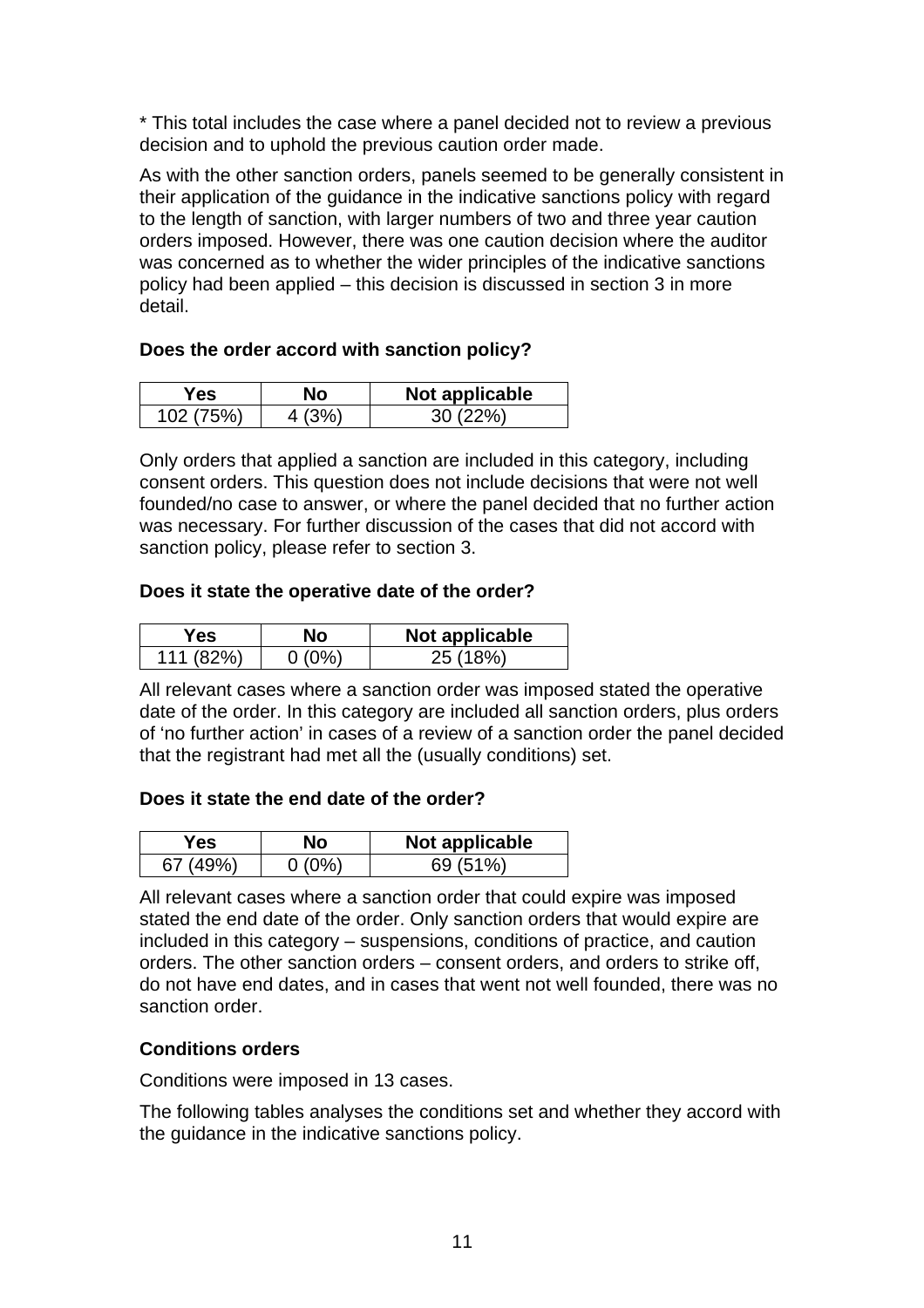* This total includes the case where a panel decided not to review a previous decision and to uphold the previous caution order made.

As with the other sanction orders, panels seemed to be generally consistent in their application of the guidance in the indicative sanctions policy with regard to the length of sanction, with larger numbers of two and three year caution orders imposed. However, there was one caution decision where the auditor was concerned as to whether the wider principles of the indicative sanctions policy had been applied – this decision is discussed in section 3 in more detail.

**Does the order accord with sanction policy?**

| Yes | No | Not applicable |
|---|---|---|
| 102 (75%) | 4 (3%) | 30 (22%) |

Only orders that applied a sanction are included in this category, including consent orders. This question does not include decisions that were not well founded/no case to answer, or where the panel decided that no further action was necessary. For further discussion of the cases that did not accord with sanction policy, please refer to section 3.

**Does it state the operative date of the order?**

| Yes | No | Not applicable |
|---|---|---|
| 111 (82%) | 0 (0%) | 25 (18%) |

All relevant cases where a sanction order was imposed stated the operative date of the order. In this category are included all sanction orders, plus orders of 'no further action' in cases of a review of a sanction order the panel decided that the registrant had met all the (usually conditions) set.

**Does it state the end date of the order?**

| Yes | No | Not applicable |
|---|---|---|
| 67 (49%) | 0 (0%) | 69 (51%) |

All relevant cases where a sanction order that could expire was imposed stated the end date of the order. Only sanction orders that would expire are included in this category – suspensions, conditions of practice, and caution orders. The other sanction orders – consent orders, and orders to strike off, do not have end dates, and in cases that went not well founded, there was no sanction order.

**Conditions orders**

Conditions were imposed in 13 cases.

The following tables analyses the conditions set and whether they accord with the guidance in the indicative sanctions policy.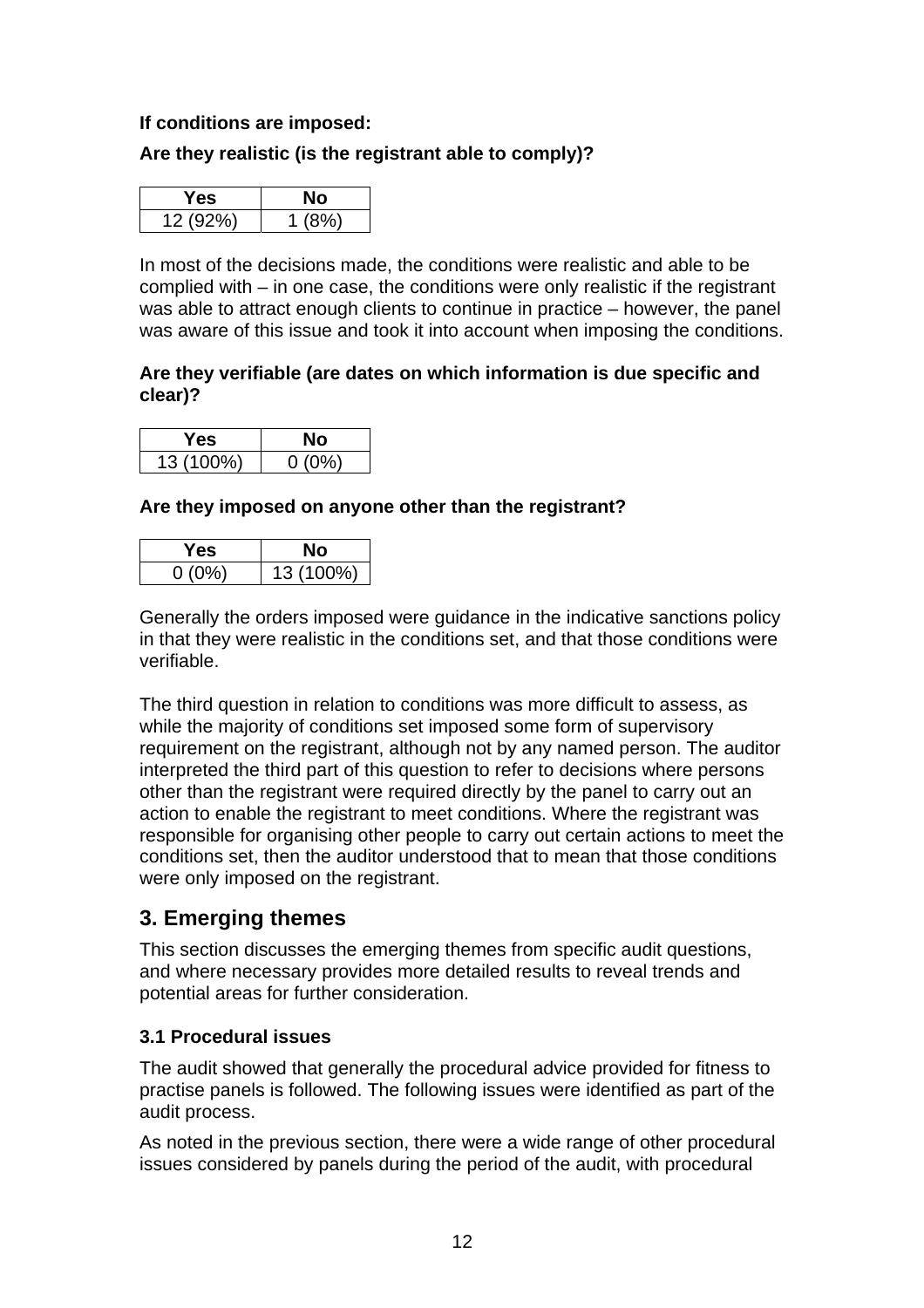**If conditions are imposed:**

**Are they realistic (is the registrant able to comply)?**

| Yes | No |
|---|---|
| 12 (92%) | 1 (8%) |

In most of the decisions made, the conditions were realistic and able to be complied with – in one case, the conditions were only realistic if the registrant was able to attract enough clients to continue in practice – however, the panel was aware of this issue and took it into account when imposing the conditions.

**Are they verifiable (are dates on which information is due specific and clear)?**

| Yes | No |
|---|---|
| 13 (100%) | 0 (0%) |

**Are they imposed on anyone other than the registrant?**

| Yes | No |
|---|---|
| 0 (0%) | 13 (100%) |

Generally the orders imposed were guidance in the indicative sanctions policy in that they were realistic in the conditions set, and that those conditions were verifiable.

The third question in relation to conditions was more difficult to assess, as while the majority of conditions set imposed some form of supervisory requirement on the registrant, although not by any named person. The auditor interpreted the third part of this question to refer to decisions where persons other than the registrant were required directly by the panel to carry out an action to enable the registrant to meet conditions. Where the registrant was responsible for organising other people to carry out certain actions to meet the conditions set, then the auditor understood that to mean that those conditions were only imposed on the registrant.

## 3. Emerging themes

This section discusses the emerging themes from specific audit questions, and where necessary provides more detailed results to reveal trends and potential areas for further consideration.

### 3.1 Procedural issues

The audit showed that generally the procedural advice provided for fitness to practise panels is followed. The following issues were identified as part of the audit process.

As noted in the previous section, there were a wide range of other procedural issues considered by panels during the period of the audit, with procedural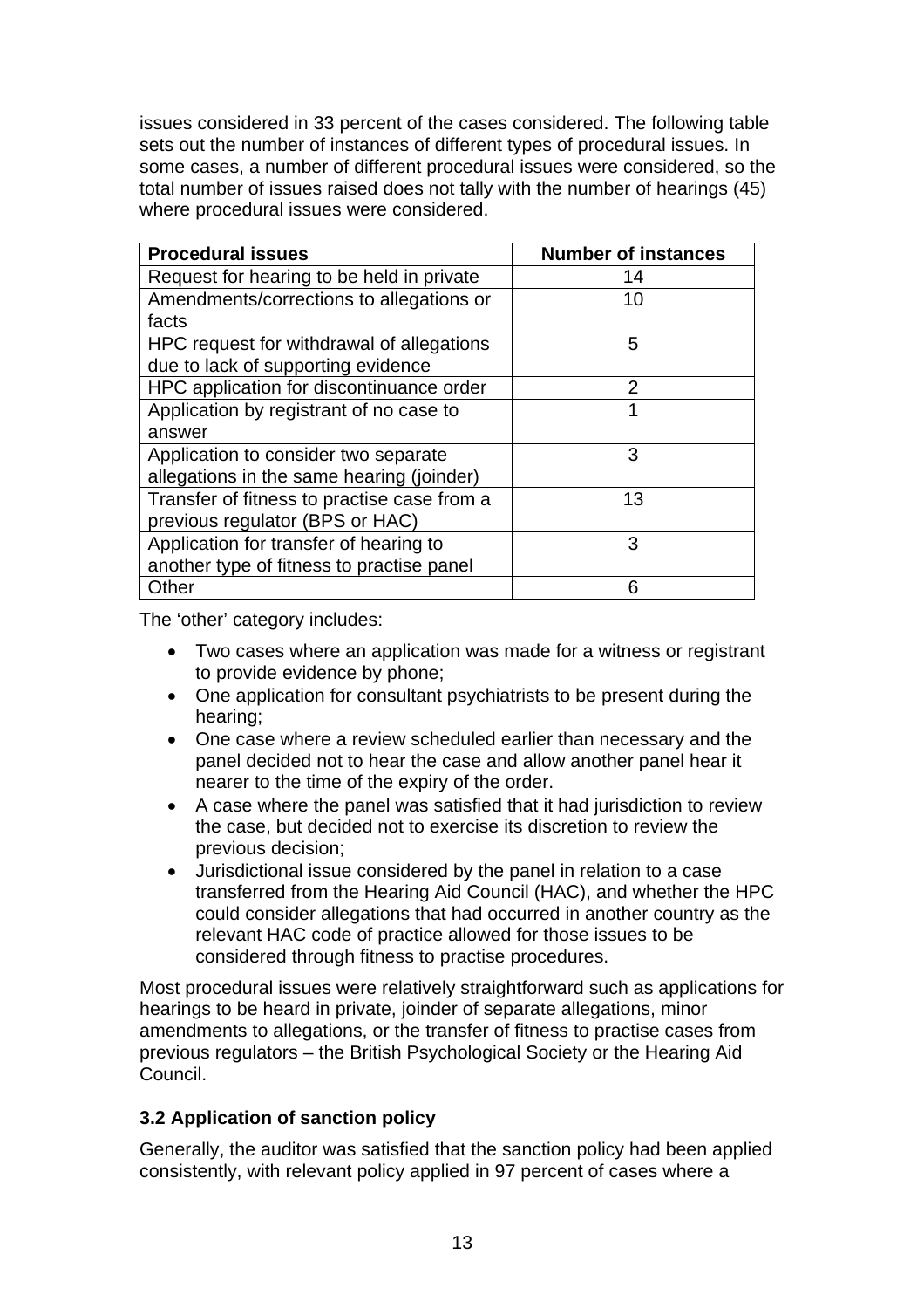issues considered in 33 percent of the cases considered. The following table sets out the number of instances of different types of procedural issues. In some cases, a number of different procedural issues were considered, so the total number of issues raised does not tally with the number of hearings (45) where procedural issues were considered.

| Procedural issues | Number of instances |
|---|---|
| Request for hearing to be held in private | 14 |
| Amendments/corrections to allegations or facts | 10 |
| HPC request for withdrawal of allegations due to lack of supporting evidence | 5 |
| HPC application for discontinuance order | 2 |
| Application by registrant of no case to answer | 1 |
| Application to consider two separate allegations in the same hearing (joinder) | 3 |
| Transfer of fitness to practise case from a previous regulator (BPS or HAC) | 13 |
| Application for transfer of hearing to another type of fitness to practise panel | 3 |
| Other | 6 |

The 'other' category includes:

- Two cases where an application was made for a witness or registrant to provide evidence by phone;
- One application for consultant psychiatrists to be present during the hearing;
- One case where a review scheduled earlier than necessary and the panel decided not to hear the case and allow another panel hear it nearer to the time of the expiry of the order.
- A case where the panel was satisfied that it had jurisdiction to review the case, but decided not to exercise its discretion to review the previous decision;
- Jurisdictional issue considered by the panel in relation to a case transferred from the Hearing Aid Council (HAC), and whether the HPC could consider allegations that had occurred in another country as the relevant HAC code of practice allowed for those issues to be considered through fitness to practise procedures.

Most procedural issues were relatively straightforward such as applications for hearings to be heard in private, joinder of separate allegations, minor amendments to allegations, or the transfer of fitness to practise cases from previous regulators – the British Psychological Society or the Hearing Aid Council.

### 3.2 Application of sanction policy

Generally, the auditor was satisfied that the sanction policy had been applied consistently, with relevant policy applied in 97 percent of cases where a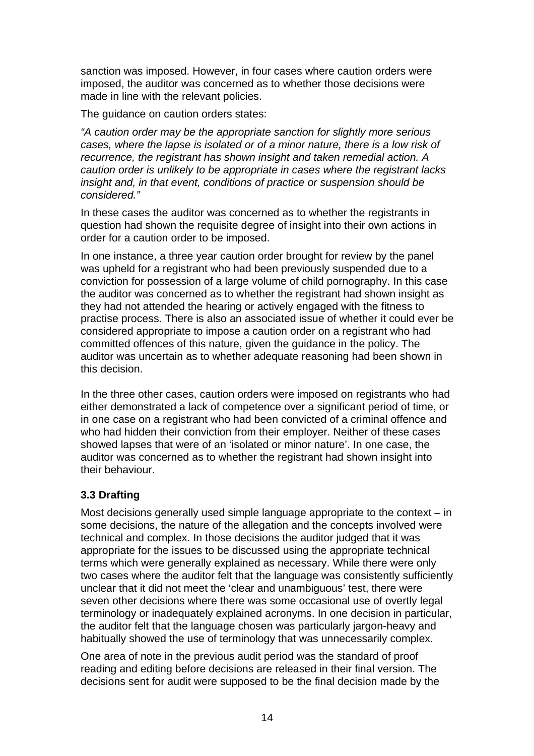sanction was imposed. However, in four cases where caution orders were imposed, the auditor was concerned as to whether those decisions were made in line with the relevant policies.

The guidance on caution orders states:

*"A caution order may be the appropriate sanction for slightly more serious cases, where the lapse is isolated or of a minor nature, there is a low risk of recurrence, the registrant has shown insight and taken remedial action. A caution order is unlikely to be appropriate in cases where the registrant lacks insight and, in that event, conditions of practice or suspension should be considered."*

In these cases the auditor was concerned as to whether the registrants in question had shown the requisite degree of insight into their own actions in order for a caution order to be imposed.

In one instance, a three year caution order brought for review by the panel was upheld for a registrant who had been previously suspended due to a conviction for possession of a large volume of child pornography. In this case the auditor was concerned as to whether the registrant had shown insight as they had not attended the hearing or actively engaged with the fitness to practise process. There is also an associated issue of whether it could ever be considered appropriate to impose a caution order on a registrant who had committed offences of this nature, given the guidance in the policy. The auditor was uncertain as to whether adequate reasoning had been shown in this decision.

In the three other cases, caution orders were imposed on registrants who had either demonstrated a lack of competence over a significant period of time, or in one case on a registrant who had been convicted of a criminal offence and who had hidden their conviction from their employer. Neither of these cases showed lapses that were of an 'isolated or minor nature'. In one case, the auditor was concerned as to whether the registrant had shown insight into their behaviour.

### 3.3 Drafting

Most decisions generally used simple language appropriate to the context – in some decisions, the nature of the allegation and the concepts involved were technical and complex. In those decisions the auditor judged that it was appropriate for the issues to be discussed using the appropriate technical terms which were generally explained as necessary. While there were only two cases where the auditor felt that the language was consistently sufficiently unclear that it did not meet the 'clear and unambiguous' test, there were seven other decisions where there was some occasional use of overtly legal terminology or inadequately explained acronyms. In one decision in particular, the auditor felt that the language chosen was particularly jargon-heavy and habitually showed the use of terminology that was unnecessarily complex.

One area of note in the previous audit period was the standard of proof reading and editing before decisions are released in their final version. The decisions sent for audit were supposed to be the final decision made by the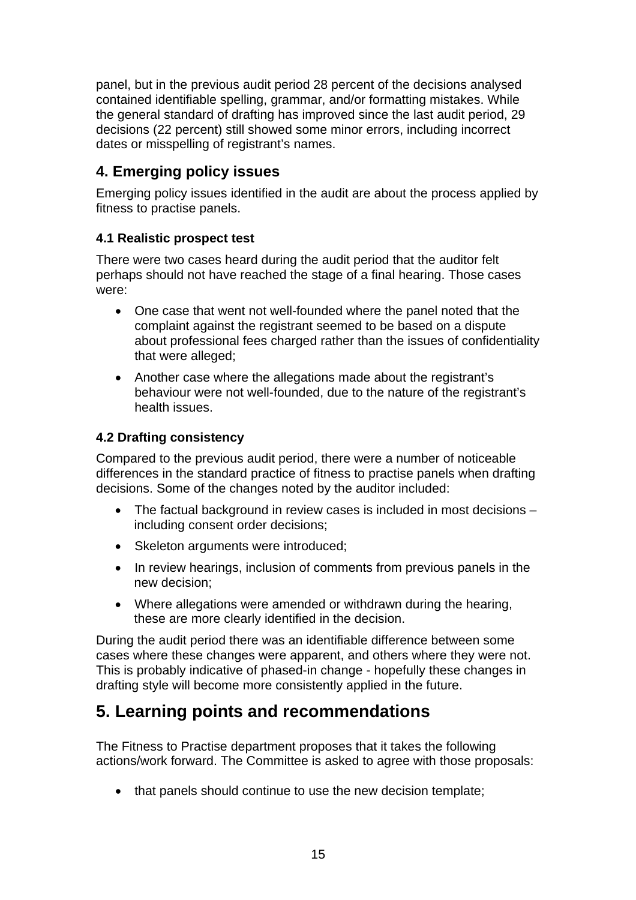panel, but in the previous audit period 28 percent of the decisions analysed contained identifiable spelling, grammar, and/or formatting mistakes. While the general standard of drafting has improved since the last audit period, 29 decisions (22 percent) still showed some minor errors, including incorrect dates or misspelling of registrant's names.

## 4. Emerging policy issues

Emerging policy issues identified in the audit are about the process applied by fitness to practise panels.

### 4.1 Realistic prospect test

There were two cases heard during the audit period that the auditor felt perhaps should not have reached the stage of a final hearing. Those cases were:

- One case that went not well-founded where the panel noted that the complaint against the registrant seemed to be based on a dispute about professional fees charged rather than the issues of confidentiality that were alleged;
- Another case where the allegations made about the registrant's behaviour were not well-founded, due to the nature of the registrant's health issues.

### 4.2 Drafting consistency

Compared to the previous audit period, there were a number of noticeable differences in the standard practice of fitness to practise panels when drafting decisions. Some of the changes noted by the auditor included:

- The factual background in review cases is included in most decisions – including consent order decisions;
- Skeleton arguments were introduced;
- In review hearings, inclusion of comments from previous panels in the new decision;
- Where allegations were amended or withdrawn during the hearing, these are more clearly identified in the decision.

During the audit period there was an identifiable difference between some cases where these changes were apparent, and others where they were not. This is probably indicative of phased-in change - hopefully these changes in drafting style will become more consistently applied in the future.

## 5. Learning points and recommendations

The Fitness to Practise department proposes that it takes the following actions/work forward. The Committee is asked to agree with those proposals:

- that panels should continue to use the new decision template;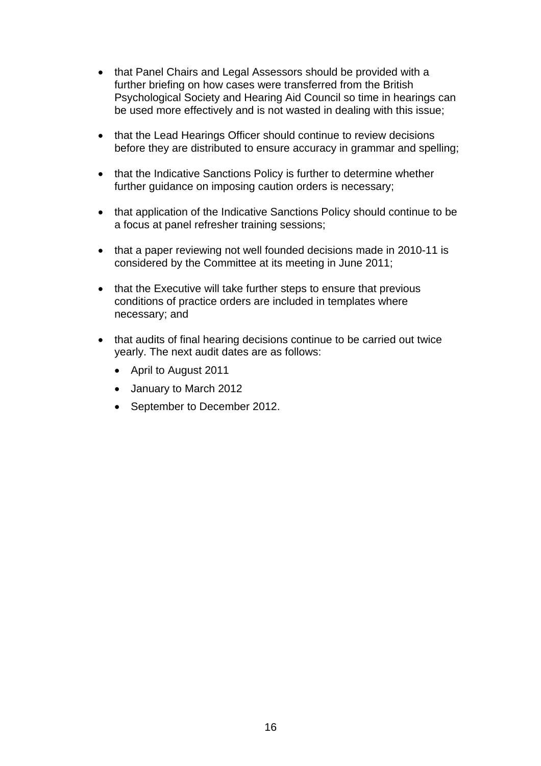- that Panel Chairs and Legal Assessors should be provided with a further briefing on how cases were transferred from the British Psychological Society and Hearing Aid Council so time in hearings can be used more effectively and is not wasted in dealing with this issue;

- that the Lead Hearings Officer should continue to review decisions before they are distributed to ensure accuracy in grammar and spelling;

- that the Indicative Sanctions Policy is further to determine whether further guidance on imposing caution orders is necessary;

- that application of the Indicative Sanctions Policy should continue to be a focus at panel refresher training sessions;

- that a paper reviewing not well founded decisions made in 2010-11 is considered by the Committee at its meeting in June 2011;

- that the Executive will take further steps to ensure that previous conditions of practice orders are included in templates where necessary; and

- that audits of final hearing decisions continue to be carried out twice yearly. The next audit dates are as follows:
  - April to August 2011
  - January to March 2012
  - September to December 2012.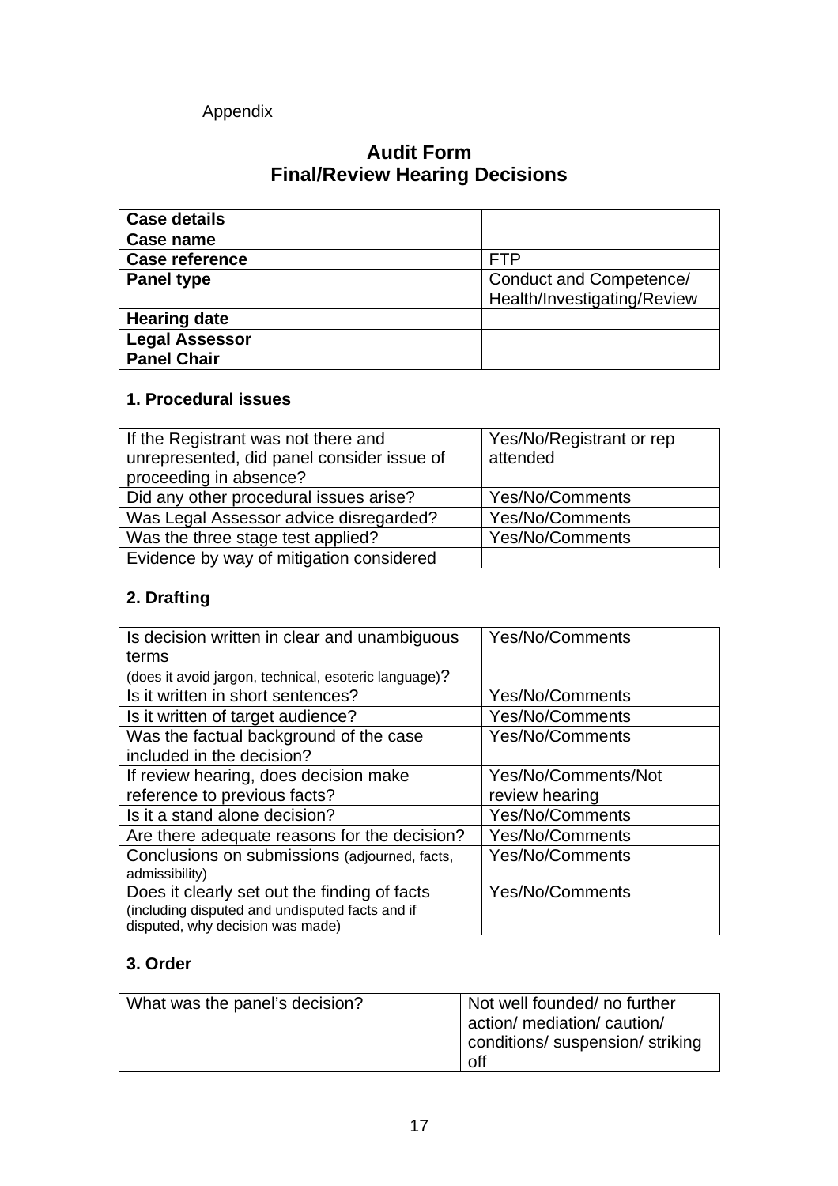Appendix

# Audit Form
# Final/Review Hearing Decisions

| **Case details** | |
|---|---|
| **Case name** | |
| **Case reference** | FTP |
| **Panel type** | Conduct and Competence/ Health/Investigating/Review |
| **Hearing date** | |
| **Legal Assessor** | |
| **Panel Chair** | |

## 1. Procedural issues

| If the Registrant was not there and unrepresented, did panel consider issue of proceeding in absence? | Yes/No/Registrant or rep attended |
|---|---|
| Did any other procedural issues arise? | Yes/No/Comments |
| Was Legal Assessor advice disregarded? | Yes/No/Comments |
| Was the three stage test applied? | Yes/No/Comments |
| Evidence by way of mitigation considered | |

## 2. Drafting

| Is decision written in clear and unambiguous terms (does it avoid jargon, technical, esoteric language)? | Yes/No/Comments |
|---|---|
| Is it written in short sentences? | Yes/No/Comments |
| Is it written of target audience? | Yes/No/Comments |
| Was the factual background of the case included in the decision? | Yes/No/Comments |
| If review hearing, does decision make reference to previous facts? | Yes/No/Comments/Not review hearing |
| Is it a stand alone decision? | Yes/No/Comments |
| Are there adequate reasons for the decision? | Yes/No/Comments |
| Conclusions on submissions (adjourned, facts, admissibility) | Yes/No/Comments |
| Does it clearly set out the finding of facts (including disputed and undisputed facts and if disputed, why decision was made) | Yes/No/Comments |

## 3. Order

| What was the panel's decision? | Not well founded/ no further action/ mediation/ caution/ conditions/ suspension/ striking off |
|---|---|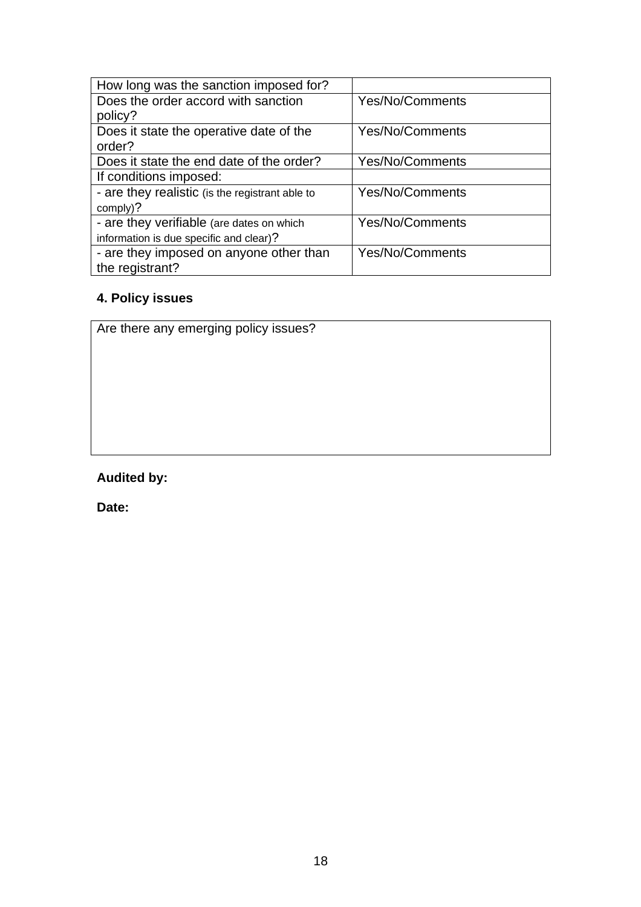| | |
|---|---|
| How long was the sanction imposed for? | |
| Does the order accord with sanction policy? | Yes/No/Comments |
| Does it state the operative date of the order? | Yes/No/Comments |
| Does it state the end date of the order? | Yes/No/Comments |
| If conditions imposed: | |
| - are they realistic (is the registrant able to comply)? | Yes/No/Comments |
| - are they verifiable (are dates on which information is due specific and clear)? | Yes/No/Comments |
| - are they imposed on anyone other than the registrant? | Yes/No/Comments |

**4. Policy issues**

| |
|---|
| Are there any emerging policy issues? |

**Audited by:**

**Date:**